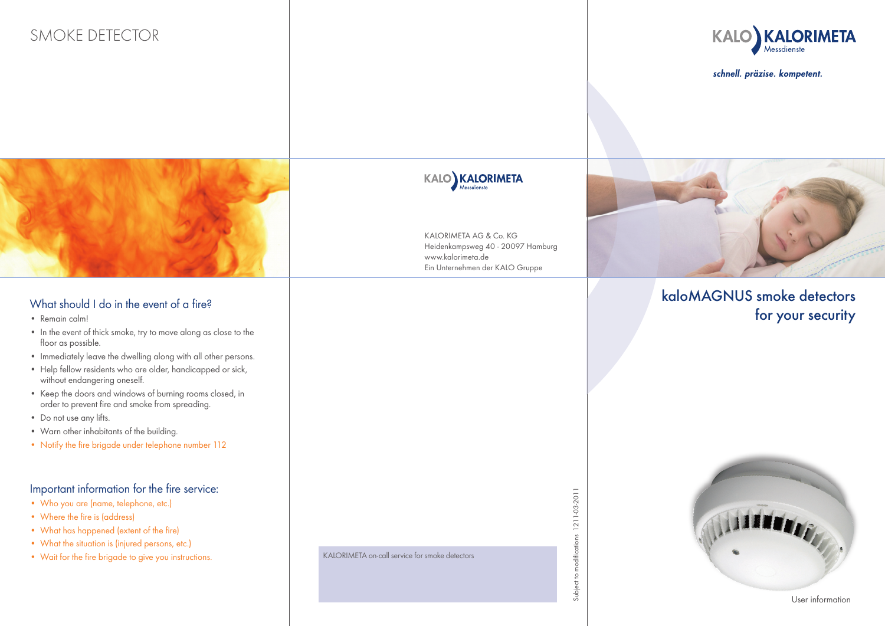# SMOKE DETECTOR

## What should I do in the event of a fire?

- Remain calm!
- In the event of thick smoke, try to move along as close to the floor as possible.
- Immediately leave the dwelling along with all other persons.
- Help fellow residents who are older, handicapped or sick, without endangering oneself.
- Keep the doors and windows of burning rooms closed, in order to prevent fire and smoke from spreading.
- Do not use any lifts.
- Warn other inhabitants of the building.
- Notify the fire brigade under telephone number 112

## Important information for the fire service:

- Who you are (name, telephone, etc.)
- Where the fire is (address)
- What has happened (extent of the fire)
- What the situation is (injured persons, etc.)
- Wait for the fire brigade to give you instructions.

KALO KALORIMETA Messdienste

KALORIMETA AG & Co. KG
Heidenkampsweg 40 · 20097 Hamburg
www.kalorimeta.de
Ein Unternehmen der KALO Gruppe

KALORIMETA on-call service for smoke detectors

Subject to modifications 1211-03-2011

KALO KALORIMETA Messdienste

*schnell. präzise. kompetent.*

# kaloMAGNUS smoke detectors for your security

User information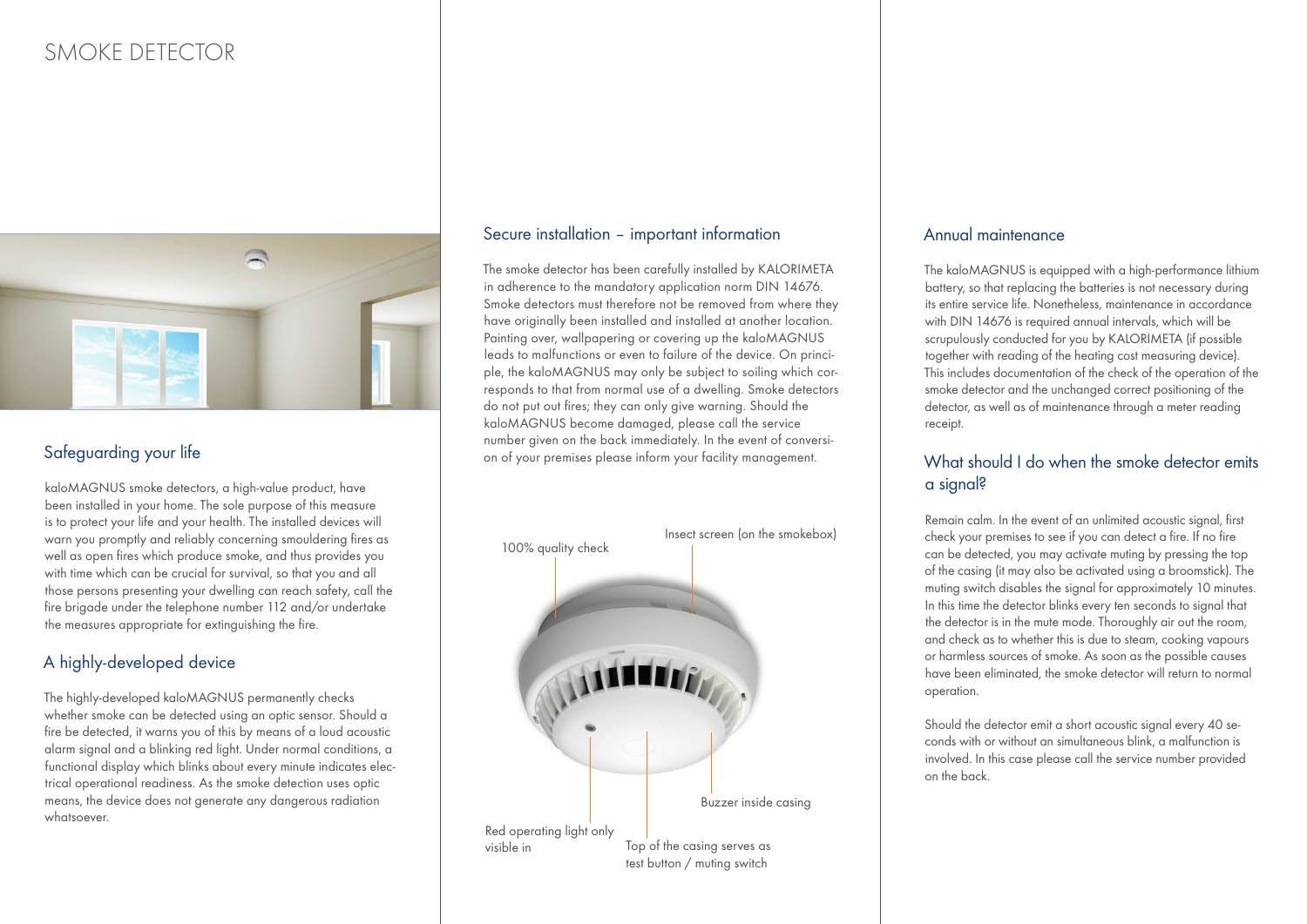# SMOKE DETECTOR

## Safeguarding your life

kaloMAGNUS smoke detectors, a high-value product, have been installed in your home. The sole purpose of this measure is to protect your life and your health. The installed devices will warn you promptly and reliably concerning smouldering fires as well as open fires which produce smoke, and thus provides you with time which can be crucial for survival, so that you and all those persons presenting your dwelling can reach safety, call the fire brigade under the telephone number 112 and/or undertake the measures appropriate for extinguishing the fire.

## A highly-developed device

The highly-developed kaloMAGNUS permanently checks whether smoke can be detected using an optic sensor. Should a fire be detected, it warns you of this by means of a loud acoustic alarm signal and a blinking red light. Under normal conditions, a functional display which blinks about every minute indicates electrical operational readiness. As the smoke detection uses optic means, the device does not generate any dangerous radiation whatsoever.

## Secure installation – important information

The smoke detector has been carefully installed by KALORIMETA in adherence to the mandatory application norm DIN 14676. Smoke detectors must therefore not be removed from where they have originally been installed and installed at another location. Painting over, wallpapering or covering up the kaloMAGNUS leads to malfunctions or even to failure of the device. On principle, the kaloMAGNUS may only be subject to soiling which corresponds to that from normal use of a dwelling. Smoke detectors do not put out fires; they can only give warning. Should the kaloMAGNUS become damaged, please call the service number given on the back immediately. In the event of conversion of your premises please inform your facility management.

100% quality check

Insect screen (on the smokebox)

Buzzer inside casing

Red operating light only visible in

Top of the casing serves as test button / muting switch

## Annual maintenance

The kaloMAGNUS is equipped with a high-performance lithium battery, so that replacing the batteries is not necessary during its entire service life. Nonetheless, maintenance in accordance with DIN 14676 is required annual intervals, which will be scrupulously conducted for you by KALORIMETA (if possible together with reading of the heating cost measuring device). This includes documentation of the check of the operation of the smoke detector and the unchanged correct positioning of the detector, as well as of maintenance through a meter reading receipt.

## What should I do when the smoke detector emits a signal?

Remain calm. In the event of an unlimited acoustic signal, first check your premises to see if you can detect a fire. If no fire can be detected, you may activate muting by pressing the top of the casing (it may also be activated using a broomstick). The muting switch disables the signal for approximately 10 minutes. In this time the detector blinks every ten seconds to signal that the detector is in the mute mode. Thoroughly air out the room, and check as to whether this is due to steam, cooking vapours or harmless sources of smoke. As soon as the possible causes have been eliminated, the smoke detector will return to normal operation.

Should the detector emit a short acoustic signal every 40 seconds with or without an simultaneous blink, a malfunction is involved. In this case please call the service number provided on the back.